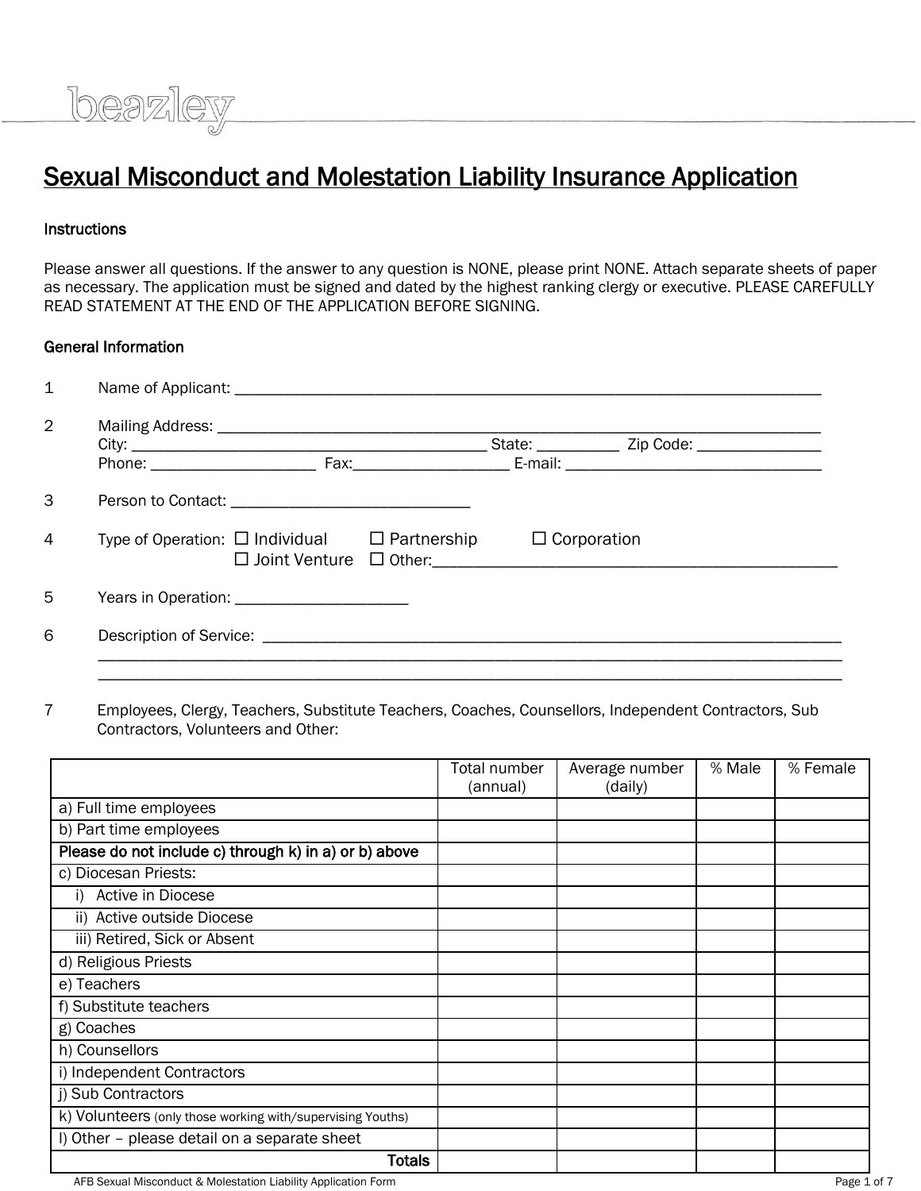beazley

# Sexual Misconduct and Molestation Liability Insurance Application

### Instructions

Please answer all questions. If the answer to any question is NONE, please print NONE. Attach separate sheets of paper as necessary. The application must be signed and dated by the highest ranking clergy or executive. PLEASE CAREFULLY READ STATEMENT AT THE END OF THE APPLICATION BEFORE SIGNING.

### General Information

1. Name of Applicant: ______________________________________________________________________

2. Mailing Address: ______________________________________________________________________
   City: __________________________________________ State: __________ Zip Code: _______________
   Phone: ____________________ Fax:___________________ E-mail: _______________________________

3. Person to Contact: _____________________________

4. Type of Operation: ☐ Individual ☐ Partnership ☐ Corporation
   ☐ Joint Venture ☐ Other:_________________________________________________

5. Years in Operation: ____________________

6. Description of Service: _________________________________________________________________
   ___________________________________________________________________________________________
   ___________________________________________________________________________________________

7. Employees, Clergy, Teachers, Substitute Teachers, Coaches, Counsellors, Independent Contractors, Sub Contractors, Volunteers and Other:

| | Total number (annual) | Average number (daily) | % Male | % Female |
|---|---|---|---|---|
| a) Full time employees | | | | |
| b) Part time employees | | | | |
| **Please do not include c) through k) in a) or b) above** | | | | |
| c) Diocesan Priests: | | | | |
| i) Active in Diocese | | | | |
| ii) Active outside Diocese | | | | |
| iii) Retired, Sick or Absent | | | | |
| d) Religious Priests | | | | |
| e) Teachers | | | | |
| f) Substitute teachers | | | | |
| g) Coaches | | | | |
| h) Counsellors | | | | |
| i) Independent Contractors | | | | |
| j) Sub Contractors | | | | |
| k) Volunteers (only those working with/supervising Youths) | | | | |
| l) Other – please detail on a separate sheet | | | | |
| **Totals** | | | | |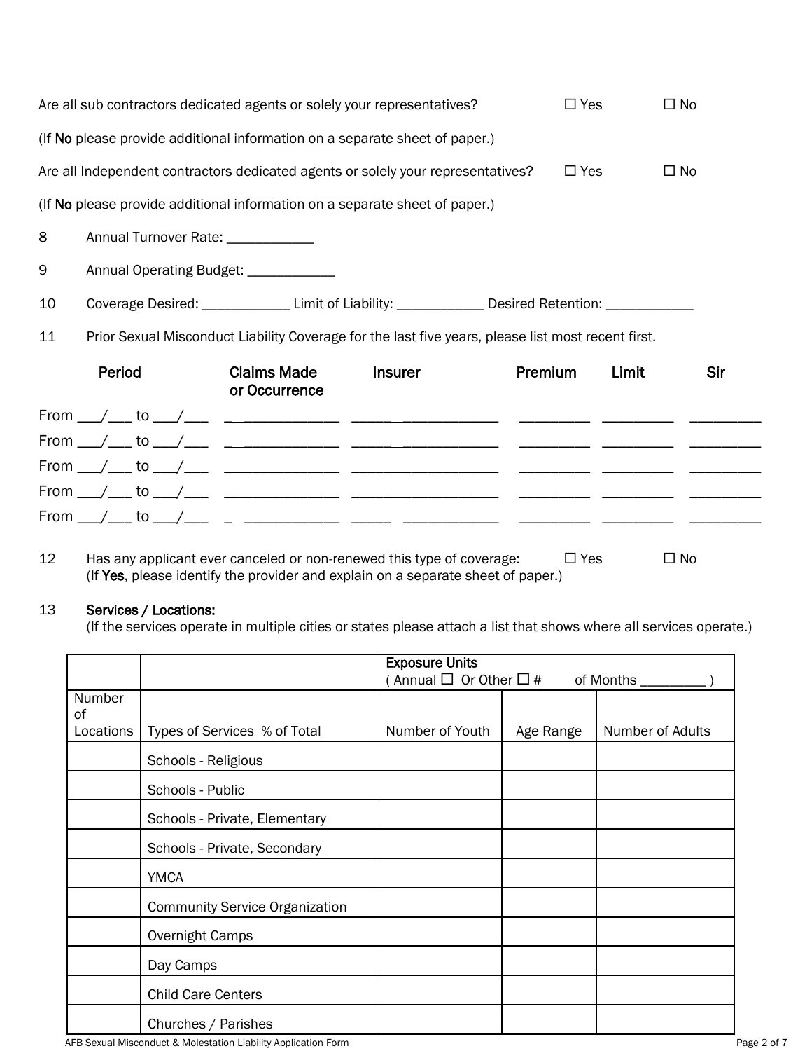Are all sub contractors dedicated agents or solely your representatives? ☐ Yes ☐ No

(If **No** please provide additional information on a separate sheet of paper.)

Are all Independent contractors dedicated agents or solely your representatives? ☐ Yes ☐ No

(If **No** please provide additional information on a separate sheet of paper.)

8 Annual Turnover Rate: ____________

9 Annual Operating Budget: ____________

10 Coverage Desired: ____________ Limit of Liability: ____________ Desired Retention: ____________

11 Prior Sexual Misconduct Liability Coverage for the last five years, please list most recent first.

| Period | Claims Made or Occurrence | Insurer | Premium | Limit | Sir |
|---|---|---|---|---|---|
| From ___/___ to ___/___ | ______________ | ____________________ | _________ | _________ | _________ |
| From ___/___ to ___/___ | ______________ | ____________________ | _________ | _________ | _________ |
| From ___/___ to ___/___ | ______________ | ____________________ | _________ | _________ | _________ |
| From ___/___ to ___/___ | ______________ | ____________________ | _________ | _________ | _________ |
| From ___/___ to ___/___ | ______________ | ____________________ | _________ | _________ | _________ |

12 Has any applicant ever canceled or non-renewed this type of coverage: ☐ Yes ☐ No
(If **Yes**, please identify the provider and explain on a separate sheet of paper.)

13 **Services / Locations:**
(If the services operate in multiple cities or states please attach a list that shows where all services operate.)

| | | **Exposure Units** ( Annual ☐ Or Other ☐ # of Months _________ ) | | |
|---|---|---|---|---|
| Number of Locations | Types of Services % of Total | Number of Youth | Age Range | Number of Adults |
| | Schools - Religious | | | |
| | Schools - Public | | | |
| | Schools - Private, Elementary | | | |
| | Schools - Private, Secondary | | | |
| | YMCA | | | |
| | Community Service Organization | | | |
| | Overnight Camps | | | |
| | Day Camps | | | |
| | Child Care Centers | | | |
| | Churches / Parishes | | | |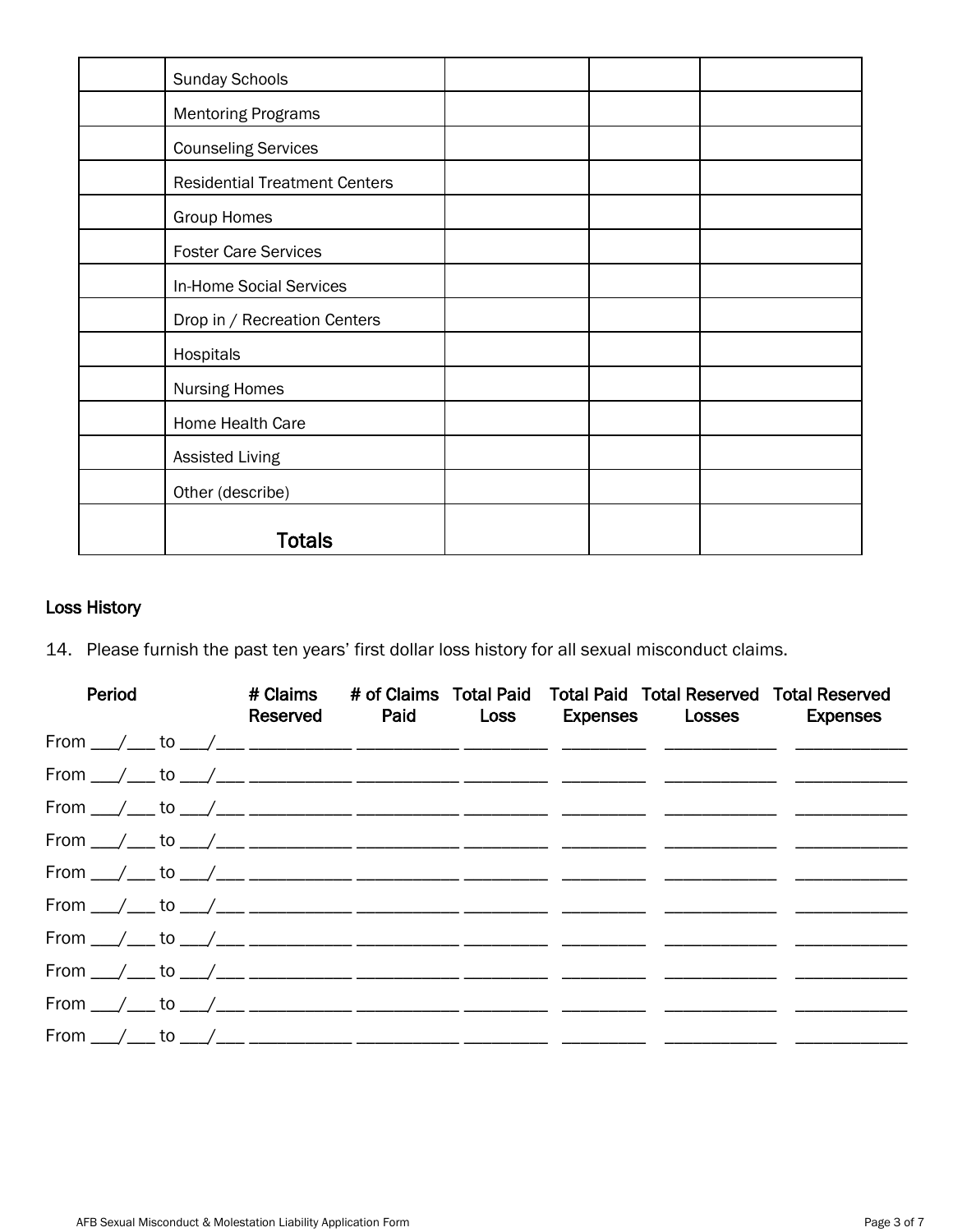| | | | | |
|---|---|---|---|---|
| | Sunday Schools | | | |
| | Mentoring Programs | | | |
| | Counseling Services | | | |
| | Residential Treatment Centers | | | |
| | Group Homes | | | |
| | Foster Care Services | | | |
| | In-Home Social Services | | | |
| | Drop in / Recreation Centers | | | |
| | Hospitals | | | |
| | Nursing Homes | | | |
| | Home Health Care | | | |
| | Assisted Living | | | |
| | Other (describe) | | | |
| | **Totals** | | | |

## Loss History

14. Please furnish the past ten years' first dollar loss history for all sexual misconduct claims.

| Period | # Claims Reserved | # of Claims Paid | Total Paid Loss | Total Paid Expenses | Total Reserved Losses | Total Reserved Expenses |
|---|---|---|---|---|---|---|
| From ___/___ to ___/___ | ___________ | ___________ | _________ | _________ | ____________ | ____________ |
| From ___/___ to ___/___ | ___________ | ___________ | _________ | _________ | ____________ | ____________ |
| From ___/___ to ___/___ | ___________ | ___________ | _________ | _________ | ____________ | ____________ |
| From ___/___ to ___/___ | ___________ | ___________ | _________ | _________ | ____________ | ____________ |
| From ___/___ to ___/___ | ___________ | ___________ | _________ | _________ | ____________ | ____________ |
| From ___/___ to ___/___ | ___________ | ___________ | _________ | _________ | ____________ | ____________ |
| From ___/___ to ___/___ | ___________ | ___________ | _________ | _________ | ____________ | ____________ |
| From ___/___ to ___/___ | ___________ | ___________ | _________ | _________ | ____________ | ____________ |
| From ___/___ to ___/___ | ___________ | ___________ | _________ | _________ | ____________ | ____________ |
| From ___/___ to ___/___ | ___________ | ___________ | _________ | _________ | ____________ | ____________ |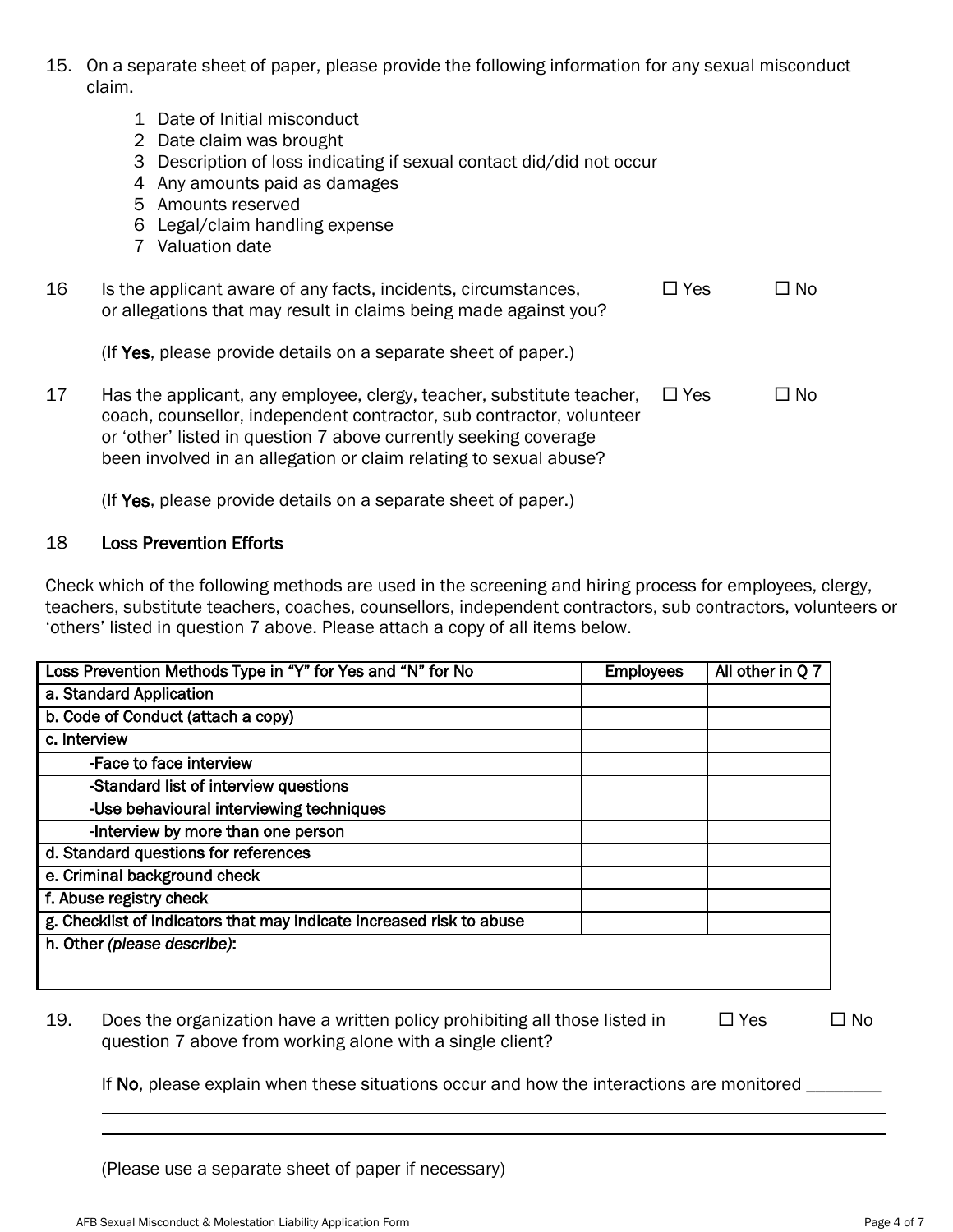15. On a separate sheet of paper, please provide the following information for any sexual misconduct claim.

    1 Date of Initial misconduct
    2 Date claim was brought
    3 Description of loss indicating if sexual contact did/did not occur
    4 Any amounts paid as damages
    5 Amounts reserved
    6 Legal/claim handling expense
    7 Valuation date

16 Is the applicant aware of any facts, incidents, circumstances, or allegations that may result in claims being made against you? ☐ Yes ☐ No

   (If **Yes**, please provide details on a separate sheet of paper.)

17 Has the applicant, any employee, clergy, teacher, substitute teacher, coach, counsellor, independent contractor, sub contractor, volunteer or 'other' listed in question 7 above currently seeking coverage been involved in an allegation or claim relating to sexual abuse? ☐ Yes ☐ No

   (If **Yes**, please provide details on a separate sheet of paper.)

18 **Loss Prevention Efforts**

Check which of the following methods are used in the screening and hiring process for employees, clergy, teachers, substitute teachers, coaches, counsellors, independent contractors, sub contractors, volunteers or 'others' listed in question 7 above. Please attach a copy of all items below.

| Loss Prevention Methods Type in "Y" for Yes and "N" for No | Employees | All other in Q 7 |
|---|---|---|
| a. Standard Application | | |
| b. Code of Conduct (attach a copy) | | |
| c. Interview | | |
| -Face to face interview | | |
| -Standard list of interview questions | | |
| -Use behavioural interviewing techniques | | |
| -Interview by more than one person | | |
| d. Standard questions for references | | |
| e. Criminal background check | | |
| f. Abuse registry check | | |
| g. Checklist of indicators that may indicate increased risk to abuse | | |
| h. Other *(please describe)*: | | |

19. Does the organization have a written policy prohibiting all those listed in question 7 above from working alone with a single client? ☐ Yes ☐ No

    If **No**, please explain when these situations occur and how the interactions are monitored ________

    ______________________________________________________________________

    ______________________________________________________________________

    (Please use a separate sheet of paper if necessary)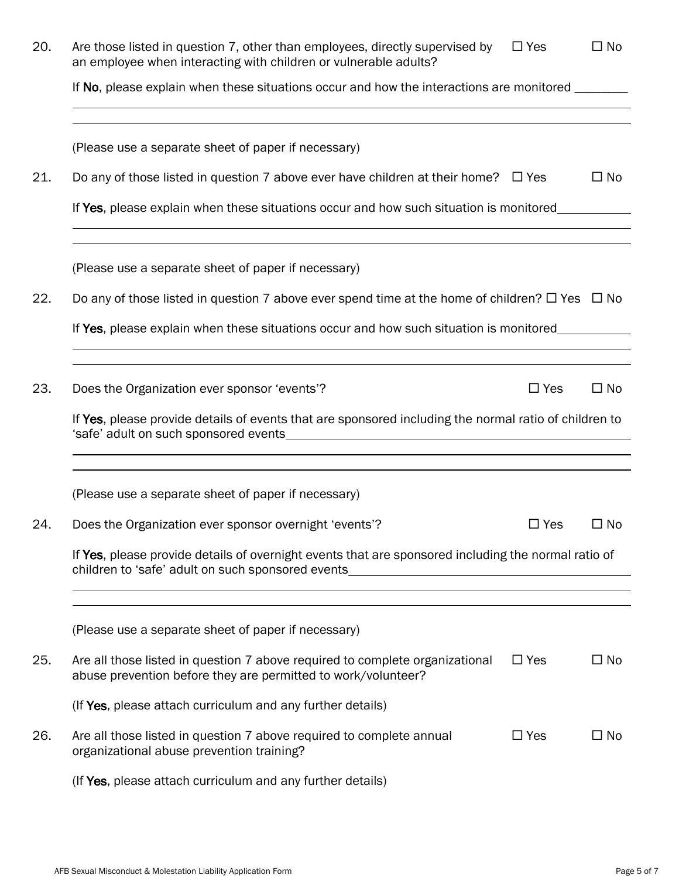20. Are those listed in question 7, other than employees, directly supervised by an employee when interacting with children or vulnerable adults? ☐ Yes ☐ No

    If **No**, please explain when these situations occur and how the interactions are monitored ________

    ______________________________________________________________________________

    ______________________________________________________________________________

    (Please use a separate sheet of paper if necessary)

21. Do any of those listed in question 7 above ever have children at their home? ☐ Yes ☐ No

    If **Yes**, please explain when these situations occur and how such situation is monitored___________

    ______________________________________________________________________________

    ______________________________________________________________________________

    (Please use a separate sheet of paper if necessary)

22. Do any of those listed in question 7 above ever spend time at the home of children? ☐ Yes ☐ No

    If **Yes**, please explain when these situations occur and how such situation is monitored___________

    ______________________________________________________________________________

    ______________________________________________________________________________

23. Does the Organization ever sponsor 'events'? ☐ Yes ☐ No

    If **Yes**, please provide details of events that are sponsored including the normal ratio of children to 'safe' adult on such sponsored events_______________________________________________

    ______________________________________________________________________________

    ______________________________________________________________________________

    (Please use a separate sheet of paper if necessary)

24. Does the Organization ever sponsor overnight 'events'? ☐ Yes ☐ No

    If **Yes**, please provide details of overnight events that are sponsored including the normal ratio of children to 'safe' adult on such sponsored events___________________________________

    ______________________________________________________________________________

    ______________________________________________________________________________

    (Please use a separate sheet of paper if necessary)

25. Are all those listed in question 7 above required to complete organizational abuse prevention before they are permitted to work/volunteer? ☐ Yes ☐ No

    (If **Yes**, please attach curriculum and any further details)

26. Are all those listed in question 7 above required to complete annual organizational abuse prevention training? ☐ Yes ☐ No

    (If **Yes**, please attach curriculum and any further details)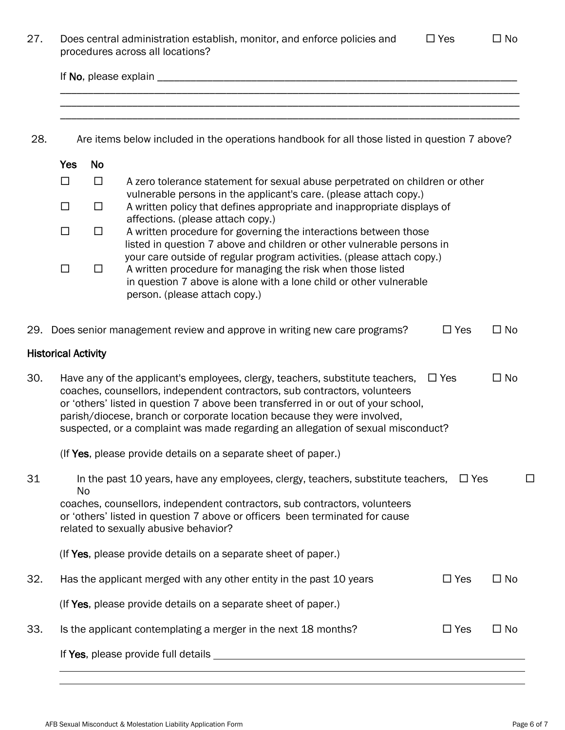27. Does central administration establish, monitor, and enforce policies and procedures across all locations? ☐ Yes ☐ No

    If **No**, please explain ___________________________________________________________
    ______________________________________________________________________________
    ______________________________________________________________________________
    ______________________________________________________________________________

28. Are items below included in the operations handbook for all those listed in question 7 above?

| Yes | No | |
|---|---|---|
| ☐ | ☐ | A zero tolerance statement for sexual abuse perpetrated on children or other vulnerable persons in the applicant's care. (please attach copy.) |
| ☐ | ☐ | A written policy that defines appropriate and inappropriate displays of affections. (please attach copy.) |
| ☐ | ☐ | A written procedure for governing the interactions between those listed in question 7 above and children or other vulnerable persons in your care outside of regular program activities. (please attach copy.) |
| ☐ | ☐ | A written procedure for managing the risk when those listed in question 7 above is alone with a lone child or other vulnerable person. (please attach copy.) |

29. Does senior management review and approve in writing new care programs? ☐ Yes ☐ No

## Historical Activity

30. Have any of the applicant's employees, clergy, teachers, substitute teachers, coaches, counsellors, independent contractors, sub contractors, volunteers or 'others' listed in question 7 above been transferred in or out of your school, parish/diocese, branch or corporate location because they were involved, suspected, or a complaint was made regarding an allegation of sexual misconduct? ☐ Yes ☐ No

    (If **Yes**, please provide details on a separate sheet of paper.)

31. In the past 10 years, have any employees, clergy, teachers, substitute teachers, coaches, counsellors, independent contractors, sub contractors, volunteers or 'others' listed in question 7 above or officers been terminated for cause related to sexually abusive behavior? ☐ Yes ☐ No

    (If **Yes**, please provide details on a separate sheet of paper.)

32. Has the applicant merged with any other entity in the past 10 years ☐ Yes ☐ No

    (If **Yes**, please provide details on a separate sheet of paper.)

33. Is the applicant contemplating a merger in the next 18 months? ☐ Yes ☐ No

    If **Yes**, please provide full details ___________________________________________________
    ______________________________________________________________________________
    ______________________________________________________________________________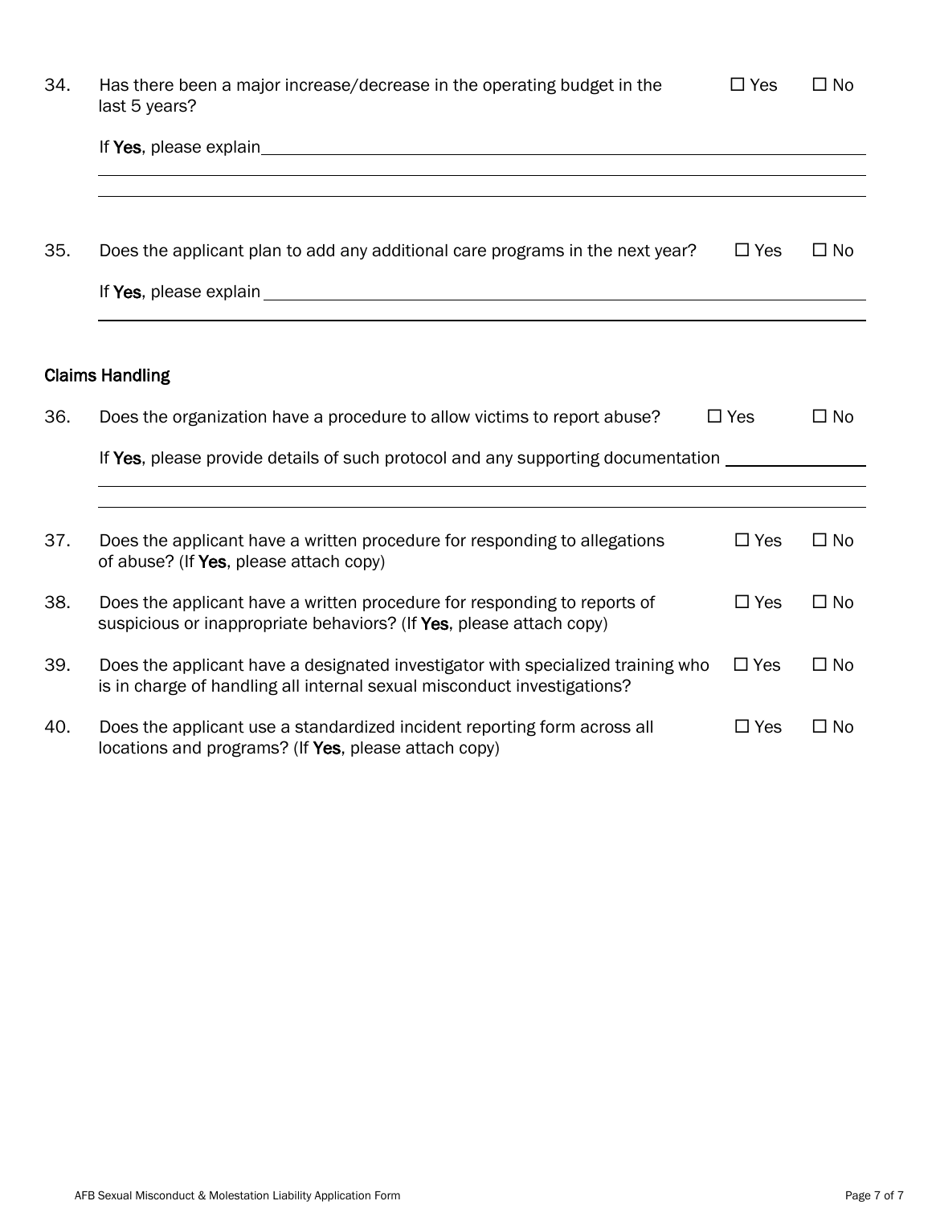34. Has there been a major increase/decrease in the operating budget in the last 5 years? ☐ Yes ☐ No

If **Yes**, please explain ______________________________________________

______________________________________________

______________________________________________

35. Does the applicant plan to add any additional care programs in the next year? ☐ Yes ☐ No

If **Yes**, please explain ______________________________________________

______________________________________________

## Claims Handling

36. Does the organization have a procedure to allow victims to report abuse? ☐ Yes ☐ No

If **Yes**, please provide details of such protocol and any supporting documentation ______________

______________________________________________

______________________________________________

37. Does the applicant have a written procedure for responding to allegations of abuse? (If **Yes**, please attach copy) ☐ Yes ☐ No

38. Does the applicant have a written procedure for responding to reports of suspicious or inappropriate behaviors? (If **Yes**, please attach copy) ☐ Yes ☐ No

39. Does the applicant have a designated investigator with specialized training who is in charge of handling all internal sexual misconduct investigations? ☐ Yes ☐ No

40. Does the applicant use a standardized incident reporting form across all locations and programs? (If **Yes**, please attach copy) ☐ Yes ☐ No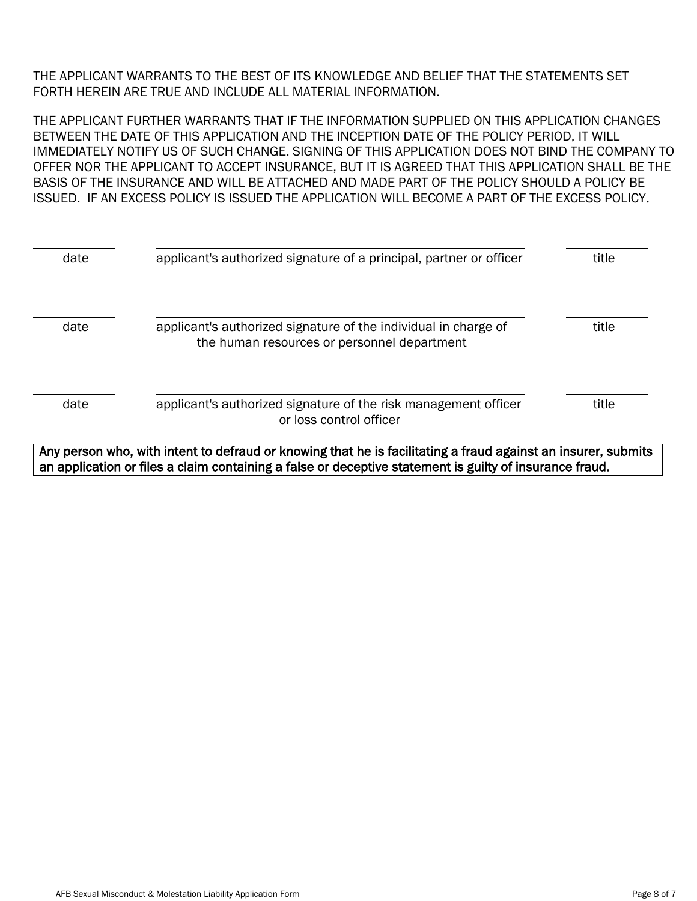THE APPLICANT WARRANTS TO THE BEST OF ITS KNOWLEDGE AND BELIEF THAT THE STATEMENTS SET FORTH HEREIN ARE TRUE AND INCLUDE ALL MATERIAL INFORMATION.

THE APPLICANT FURTHER WARRANTS THAT IF THE INFORMATION SUPPLIED ON THIS APPLICATION CHANGES BETWEEN THE DATE OF THIS APPLICATION AND THE INCEPTION DATE OF THE POLICY PERIOD, IT WILL IMMEDIATELY NOTIFY US OF SUCH CHANGE. SIGNING OF THIS APPLICATION DOES NOT BIND THE COMPANY TO OFFER NOR THE APPLICANT TO ACCEPT INSURANCE, BUT IT IS AGREED THAT THIS APPLICATION SHALL BE THE BASIS OF THE INSURANCE AND WILL BE ATTACHED AND MADE PART OF THE POLICY SHOULD A POLICY BE ISSUED. IF AN EXCESS POLICY IS ISSUED THE APPLICATION WILL BECOME A PART OF THE EXCESS POLICY.

| | | |
|---|---|---|
| ____________ | ________________________________________ | ____________ |
| date | applicant's authorized signature of a principal, partner or officer | title |
| ____________ | ________________________________________ | ____________ |
| date | applicant's authorized signature of the individual in charge of the human resources or personnel department | title |
| ____________ | ________________________________________ | ____________ |
| date | applicant's authorized signature of the risk management officer or loss control officer | title |

**Any person who, with intent to defraud or knowing that he is facilitating a fraud against an insurer, submits an application or files a claim containing a false or deceptive statement is guilty of insurance fraud.**